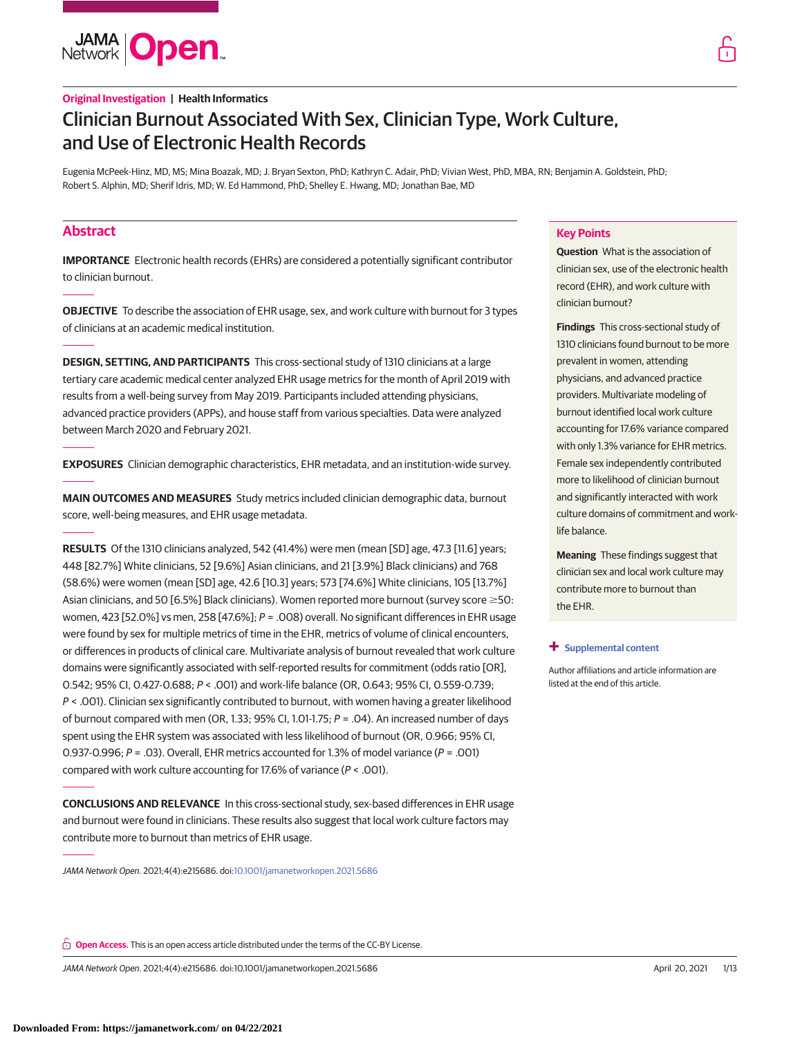**Original Investigation | Health Informatics**

# Clinician Burnout Associated With Sex, Clinician Type, Work Culture, and Use of Electronic Health Records

Eugenia McPeek-Hinz, MD, MS; Mina Boazak, MD; J. Bryan Sexton, PhD; Kathryn C. Adair, PhD; Vivian West, PhD, MBA, RN; Benjamin A. Goldstein, PhD; Robert S. Alphin, MD; Sherif Idris, MD; W. Ed Hammond, PhD; Shelley E. Hwang, MD; Jonathan Bae, MD

## Abstract

**IMPORTANCE** Electronic health records (EHRs) are considered a potentially significant contributor to clinician burnout.

**OBJECTIVE** To describe the association of EHR usage, sex, and work culture with burnout for 3 types of clinicians at an academic medical institution.

**DESIGN, SETTING, AND PARTICIPANTS** This cross-sectional study of 1310 clinicians at a large tertiary care academic medical center analyzed EHR usage metrics for the month of April 2019 with results from a well-being survey from May 2019. Participants included attending physicians, advanced practice providers (APPs), and house staff from various specialties. Data were analyzed between March 2020 and February 2021.

**EXPOSURES** Clinician demographic characteristics, EHR metadata, and an institution-wide survey.

**MAIN OUTCOMES AND MEASURES** Study metrics included clinician demographic data, burnout score, well-being measures, and EHR usage metadata.

**RESULTS** Of the 1310 clinicians analyzed, 542 (41.4%) were men (mean [SD] age, 47.3 [11.6] years; 448 [82.7%] White clinicians, 52 [9.6%] Asian clinicians, and 21 [3.9%] Black clinicians) and 768 (58.6%) were women (mean [SD] age, 42.6 [10.3] years; 573 [74.6%] White clinicians, 105 [13.7%] Asian clinicians, and 50 [6.5%] Black clinicians). Women reported more burnout (survey score ≥50: women, 423 [52.0%] vs men, 258 [47.6%]; $P = .008$) overall. No significant differences in EHR usage were found by sex for multiple metrics of time in the EHR, metrics of volume of clinical encounters, or differences in products of clinical care. Multivariate analysis of burnout revealed that work culture domains were significantly associated with self-reported results for commitment (odds ratio [OR], 0.542; 95% CI, 0.427-0.688; $P < .001$) and work-life balance (OR, 0.643; 95% CI, 0.559-0.739; $P < .001$). Clinician sex significantly contributed to burnout, with women having a greater likelihood of burnout compared with men (OR, 1.33; 95% CI, 1.01-1.75; $P = .04$). An increased number of days spent using the EHR system was associated with less likelihood of burnout (OR, 0.966; 95% CI, 0.937-0.996; $P = .03$). Overall, EHR metrics accounted for 1.3% of model variance ($P = .001$) compared with work culture accounting for 17.6% of variance ($P < .001$).

**CONCLUSIONS AND RELEVANCE** In this cross-sectional study, sex-based differences in EHR usage and burnout were found in clinicians. These results also suggest that local work culture factors may contribute more to burnout than metrics of EHR usage.

*JAMA Network Open*. 2021;4(4):e215686. doi:10.1001/jamanetworkopen.2021.5686

## Key Points

**Question** What is the association of clinician sex, use of the electronic health record (EHR), and work culture with clinician burnout?

**Findings** This cross-sectional study of 1310 clinicians found burnout to be more prevalent in women, attending physicians, and advanced practice providers. Multivariate modeling of burnout identified local work culture accounting for 17.6% variance compared with only 1.3% variance for EHR metrics. Female sex independently contributed more to likelihood of clinician burnout and significantly interacted with work culture domains of commitment and work-life balance.

**Meaning** These findings suggest that clinician sex and local work culture may contribute more to burnout than the EHR.

**+ Supplemental content**

Author affiliations and article information are listed at the end of this article.

**Open Access.** This is an open access article distributed under the terms of the CC-BY License.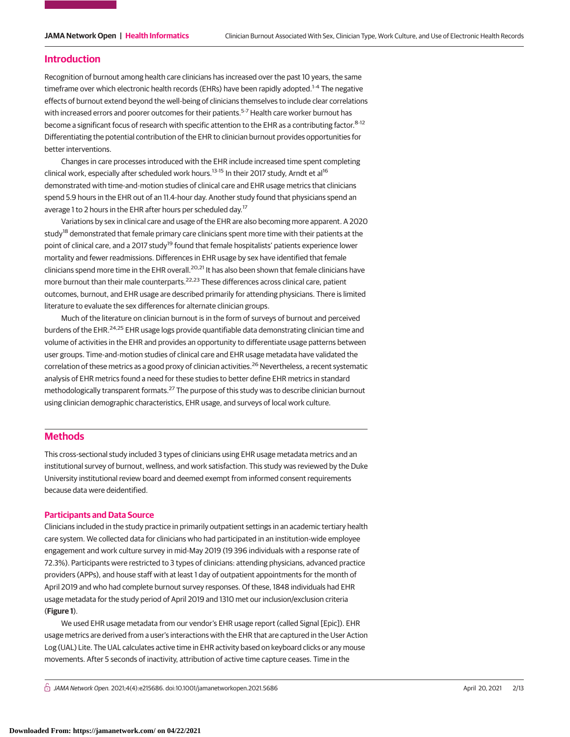## Introduction

Recognition of burnout among health care clinicians has increased over the past 10 years, the same timeframe over which electronic health records (EHRs) have been rapidly adopted.[1-4] The negative effects of burnout extend beyond the well-being of clinicians themselves to include clear correlations with increased errors and poorer outcomes for their patients.[5-7] Health care worker burnout has become a significant focus of research with specific attention to the EHR as a contributing factor.[8-12] Differentiating the potential contribution of the EHR to clinician burnout provides opportunities for better interventions.

Changes in care processes introduced with the EHR include increased time spent completing clinical work, especially after scheduled work hours.[13-15] In their 2017 study, Arndt et al[16] demonstrated with time-and-motion studies of clinical care and EHR usage metrics that clinicians spend 5.9 hours in the EHR out of an 11.4-hour day. Another study found that physicians spend an average 1 to 2 hours in the EHR after hours per scheduled day.[17]

Variations by sex in clinical care and usage of the EHR are also becoming more apparent. A 2020 study[18] demonstrated that female primary care clinicians spent more time with their patients at the point of clinical care, and a 2017 study[19] found that female hospitalists' patients experience lower mortality and fewer readmissions. Differences in EHR usage by sex have identified that female clinicians spend more time in the EHR overall.[20,21] It has also been shown that female clinicians have more burnout than their male counterparts.[22,23] These differences across clinical care, patient outcomes, burnout, and EHR usage are described primarily for attending physicians. There is limited literature to evaluate the sex differences for alternate clinician groups.

Much of the literature on clinician burnout is in the form of surveys of burnout and perceived burdens of the EHR.[24,25] EHR usage logs provide quantifiable data demonstrating clinician time and volume of activities in the EHR and provides an opportunity to differentiate usage patterns between user groups. Time-and-motion studies of clinical care and EHR usage metadata have validated the correlation of these metrics as a good proxy of clinician activities.[26] Nevertheless, a recent systematic analysis of EHR metrics found a need for these studies to better define EHR metrics in standard methodologically transparent formats.[27] The purpose of this study was to describe clinician burnout using clinician demographic characteristics, EHR usage, and surveys of local work culture.

## Methods

This cross-sectional study included 3 types of clinicians using EHR usage metadata metrics and an institutional survey of burnout, wellness, and work satisfaction. This study was reviewed by the Duke University institutional review board and deemed exempt from informed consent requirements because data were deidentified.

### Participants and Data Source

Clinicians included in the study practice in primarily outpatient settings in an academic tertiary health care system. We collected data for clinicians who had participated in an institution-wide employee engagement and work culture survey in mid-May 2019 (19 396 individuals with a response rate of 72.3%). Participants were restricted to 3 types of clinicians: attending physicians, advanced practice providers (APPs), and house staff with at least 1 day of outpatient appointments for the month of April 2019 and who had complete burnout survey responses. Of these, 1848 individuals had EHR usage metadata for the study period of April 2019 and 1310 met our inclusion/exclusion criteria (**Figure 1**).

We used EHR usage metadata from our vendor's EHR usage report (called Signal [Epic]). EHR usage metrics are derived from a user's interactions with the EHR that are captured in the User Action Log (UAL) Lite. The UAL calculates active time in EHR activity based on keyboard clicks or any mouse movements. After 5 seconds of inactivity, attribution of active time capture ceases. Time in the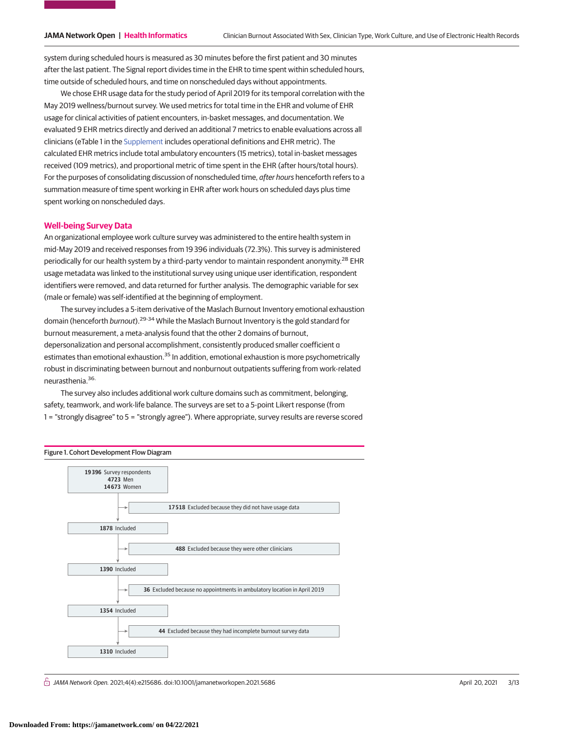system during scheduled hours is measured as 30 minutes before the first patient and 30 minutes after the last patient. The Signal report divides time in the EHR to time spent within scheduled hours, time outside of scheduled hours, and time on nonscheduled days without appointments.

We chose EHR usage data for the study period of April 2019 for its temporal correlation with the May 2019 wellness/burnout survey. We used metrics for total time in the EHR and volume of EHR usage for clinical activities of patient encounters, in-basket messages, and documentation. We evaluated 9 EHR metrics directly and derived an additional 7 metrics to enable evaluations across all clinicians (eTable 1 in the Supplement includes operational definitions and EHR metric). The calculated EHR metrics include total ambulatory encounters (15 metrics), total in-basket messages received (109 metrics), and proportional metric of time spent in the EHR (after hours/total hours). For the purposes of consolidating discussion of nonscheduled time, *after hours* henceforth refers to a summation measure of time spent working in EHR after work hours on scheduled days plus time spent working on nonscheduled days.

## Well-being Survey Data

An organizational employee work culture survey was administered to the entire health system in mid-May 2019 and received responses from 19 396 individuals (72.3%). This survey is administered periodically for our health system by a third-party vendor to maintain respondent anonymity.[28] EHR usage metadata was linked to the institutional survey using unique user identification, respondent identifiers were removed, and data returned for further analysis. The demographic variable for sex (male or female) was self-identified at the beginning of employment.

The survey includes a 5-item derivative of the Maslach Burnout Inventory emotional exhaustion domain (henceforth *burnout*).[29-34] While the Maslach Burnout Inventory is the gold standard for burnout measurement, a meta-analysis found that the other 2 domains of burnout, depersonalization and personal accomplishment, consistently produced smaller coefficient α estimates than emotional exhaustion.[35] In addition, emotional exhaustion is more psychometrically robust in discriminating between burnout and nonburnout outpatients suffering from work-related neurasthenia.[36]

The survey also includes additional work culture domains such as commitment, belonging, safety, teamwork, and work-life balance. The surveys are set to a 5-point Likert response (from 1 = "strongly disagree" to 5 = "strongly agree"). Where appropriate, survey results are reverse scored

Figure 1. Cohort Development Flow Diagram

- **19 396** Survey respondents
  - **4723** Men
  - **14 673** Women
- → **17 518** Excluded because they did not have usage data
- **1878** Included
- → **488** Excluded because they were other clinicians
- **1390** Included
- → **36** Excluded because no appointments in ambulatory location in April 2019
- **1354** Included
- → **44** Excluded because they had incomplete burnout survey data
- **1310** Included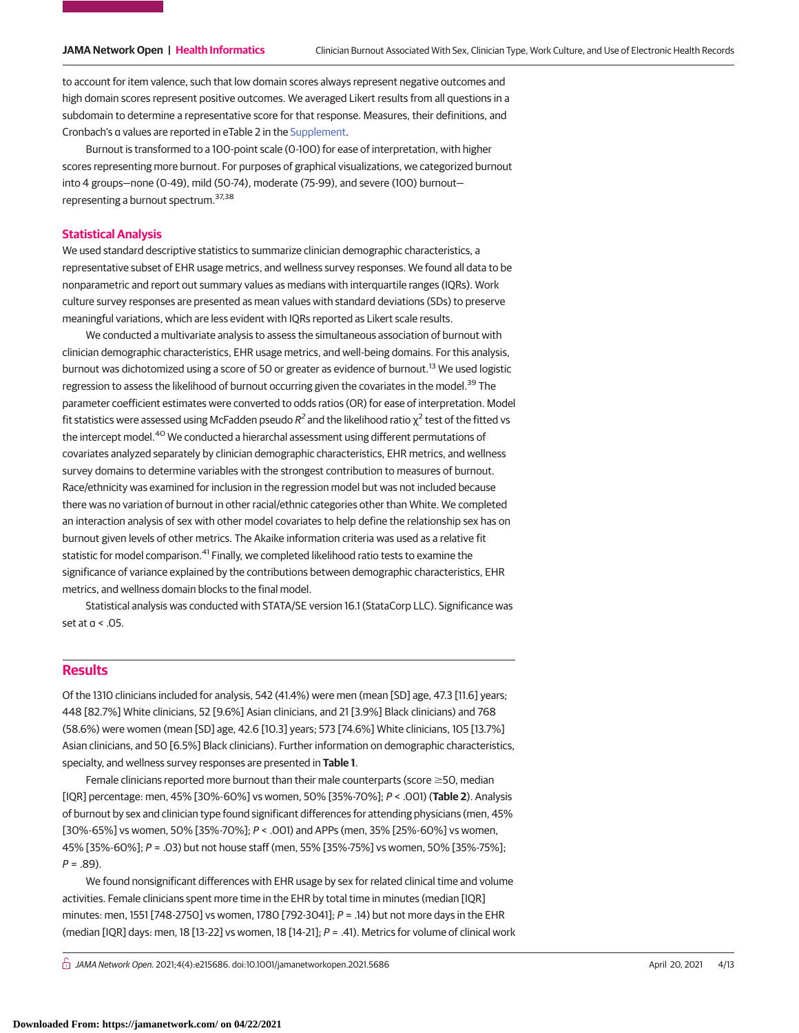to account for item valence, such that low domain scores always represent negative outcomes and high domain scores represent positive outcomes. We averaged Likert results from all questions in a subdomain to determine a representative score for that response. Measures, their definitions, and Cronbach's α values are reported in eTable 2 in the Supplement.

Burnout is transformed to a 100-point scale (0-100) for ease of interpretation, with higher scores representing more burnout. For purposes of graphical visualizations, we categorized burnout into 4 groups—none (0-49), mild (50-74), moderate (75-99), and severe (100) burnout—representing a burnout spectrum.[37,38]

## Statistical Analysis

We used standard descriptive statistics to summarize clinician demographic characteristics, a representative subset of EHR usage metrics, and wellness survey responses. We found all data to be nonparametric and report out summary values as medians with interquartile ranges (IQRs). Work culture survey responses are presented as mean values with standard deviations (SDs) to preserve meaningful variations, which are less evident with IQRs reported as Likert scale results.

We conducted a multivariate analysis to assess the simultaneous association of burnout with clinician demographic characteristics, EHR usage metrics, and well-being domains. For this analysis, burnout was dichotomized using a score of 50 or greater as evidence of burnout.[13] We used logistic regression to assess the likelihood of burnout occurring given the covariates in the model.[39] The parameter coefficient estimates were converted to odds ratios (OR) for ease of interpretation. Model fit statistics were assessed using McFadden pseudo $R^2$ and the likelihood ratio $\chi^2$ test of the fitted vs the intercept model.[40] We conducted a hierarchal assessment using different permutations of covariates analyzed separately by clinician demographic characteristics, EHR metrics, and wellness survey domains to determine variables with the strongest contribution to measures of burnout. Race/ethnicity was examined for inclusion in the regression model but was not included because there was no variation of burnout in other racial/ethnic categories other than White. We completed an interaction analysis of sex with other model covariates to help define the relationship sex has on burnout given levels of other metrics. The Akaike information criteria was used as a relative fit statistic for model comparison.[41] Finally, we completed likelihood ratio tests to examine the significance of variance explained by the contributions between demographic characteristics, EHR metrics, and wellness domain blocks to the final model.

Statistical analysis was conducted with STATA/SE version 16.1 (StataCorp LLC). Significance was set at $\alpha < .05$.

# Results

Of the 1310 clinicians included for analysis, 542 (41.4%) were men (mean [SD] age, 47.3 [11.6] years; 448 [82.7%] White clinicians, 52 [9.6%] Asian clinicians, and 21 [3.9%] Black clinicians) and 768 (58.6%) were women (mean [SD] age, 42.6 [10.3] years; 573 [74.6%] White clinicians, 105 [13.7%] Asian clinicians, and 50 [6.5%] Black clinicians). Further information on demographic characteristics, specialty, and wellness survey responses are presented in **Table 1**.

Female clinicians reported more burnout than their male counterparts (score ≥50, median [IQR] percentage: men, 45% [30%-60%] vs women, 50% [35%-70%]; $P < .001$) (**Table 2**). Analysis of burnout by sex and clinician type found significant differences for attending physicians (men, 45% [30%-65%] vs women, 50% [35%-70%]; $P < .001$) and APPs (men, 35% [25%-60%] vs women, 45% [35%-60%]; $P = .03$) but not house staff (men, 55% [35%-75%] vs women, 50% [35%-75%]; $P = .89$).

We found nonsignificant differences with EHR usage by sex for related clinical time and volume activities. Female clinicians spent more time in the EHR by total time in minutes (median [IQR] minutes: men, 1551 [748-2750] vs women, 1780 [792-3041]; $P = .14$) but not more days in the EHR (median [IQR] days: men, 18 [13-22] vs women, 18 [14-21]; $P = .41$). Metrics for volume of clinical work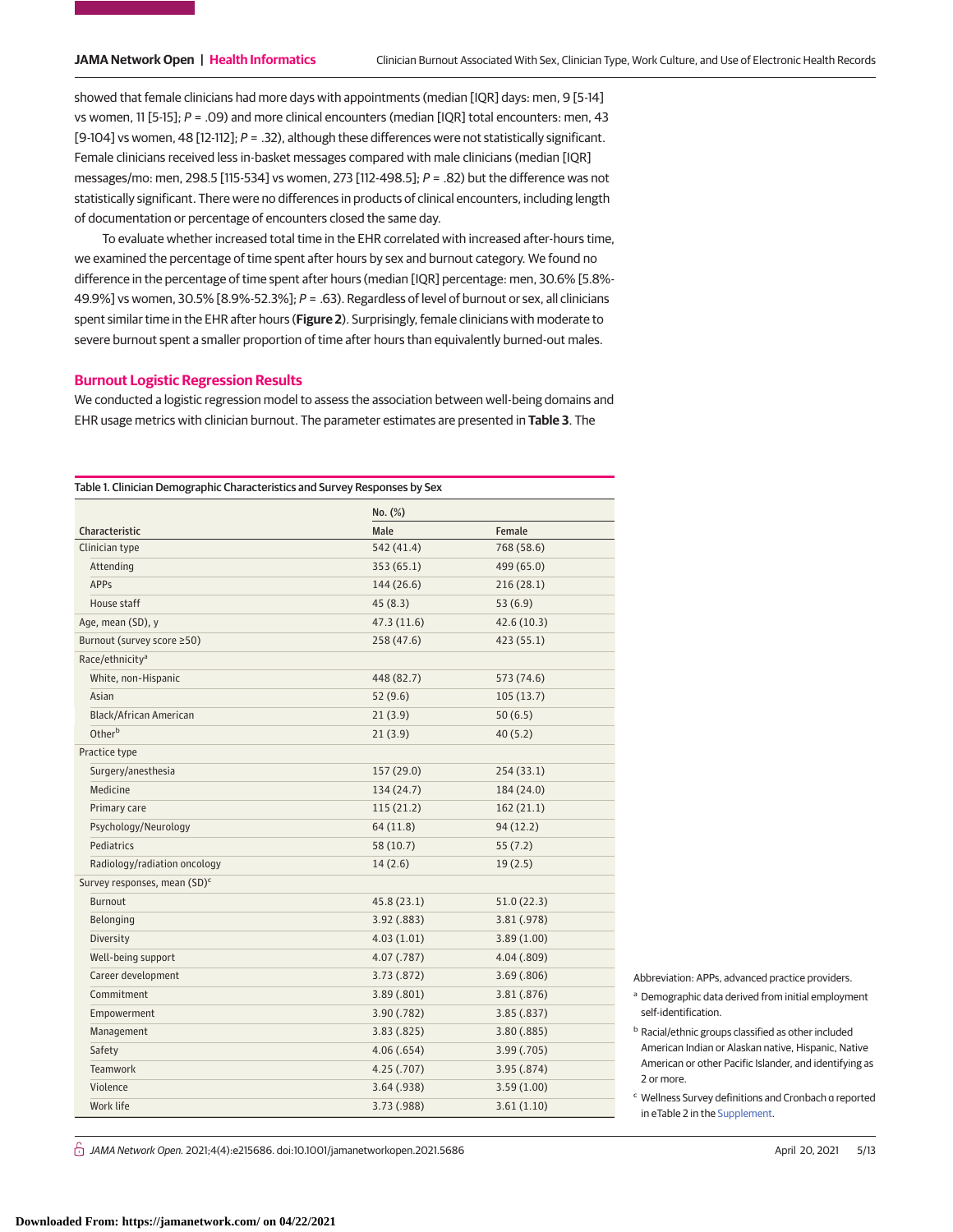showed that female clinicians had more days with appointments (median [IQR] days: men, 9 [5-14] vs women, 11 [5-15]; *P* = .09) and more clinical encounters (median [IQR] total encounters: men, 43 [9-104] vs women, 48 [12-112]; *P* = .32), although these differences were not statistically significant. Female clinicians received less in-basket messages compared with male clinicians (median [IQR] messages/mo: men, 298.5 [115-534] vs women, 273 [112-498.5]; *P* = .82) but the difference was not statistically significant. There were no differences in products of clinical encounters, including length of documentation or percentage of encounters closed the same day.

To evaluate whether increased total time in the EHR correlated with increased after-hours time, we examined the percentage of time spent after hours by sex and burnout category. We found no difference in the percentage of time spent after hours (median [IQR] percentage: men, 30.6% [5.8%-49.9%] vs women, 30.5% [8.9%-52.3%]; *P* = .63). Regardless of level of burnout or sex, all clinicians spent similar time in the EHR after hours (**Figure 2**). Surprisingly, female clinicians with moderate to severe burnout spent a smaller proportion of time after hours than equivalently burned-out males.

## Burnout Logistic Regression Results

We conducted a logistic regression model to assess the association between well-being domains and EHR usage metrics with clinician burnout. The parameter estimates are presented in **Table 3**. The

Table 1. Clinician Demographic Characteristics and Survey Responses by Sex

| Characteristic | No. (%) Male | Female |
|---|---|---|
| Clinician type | 542 (41.4) | 768 (58.6) |
| Attending | 353 (65.1) | 499 (65.0) |
| APPs | 144 (26.6) | 216 (28.1) |
| House staff | 45 (8.3) | 53 (6.9) |
| Age, mean (SD), y | 47.3 (11.6) | 42.6 (10.3) |
| Burnout (survey score ≥50) | 258 (47.6) | 423 (55.1) |
| Race/ethnicity[a] | | |
| White, non-Hispanic | 448 (82.7) | 573 (74.6) |
| Asian | 52 (9.6) | 105 (13.7) |
| Black/African American | 21 (3.9) | 50 (6.5) |
| Other[b] | 21 (3.9) | 40 (5.2) |
| Practice type | | |
| Surgery/anesthesia | 157 (29.0) | 254 (33.1) |
| Medicine | 134 (24.7) | 184 (24.0) |
| Primary care | 115 (21.2) | 162 (21.1) |
| Psychology/Neurology | 64 (11.8) | 94 (12.2) |
| Pediatrics | 58 (10.7) | 55 (7.2) |
| Radiology/radiation oncology | 14 (2.6) | 19 (2.5) |
| Survey responses, mean (SD)[c] | | |
| Burnout | 45.8 (23.1) | 51.0 (22.3) |
| Belonging | 3.92 (.883) | 3.81 (.978) |
| Diversity | 4.03 (1.01) | 3.89 (1.00) |
| Well-being support | 4.07 (.787) | 4.04 (.809) |
| Career development | 3.73 (.872) | 3.69 (.806) |
| Commitment | 3.89 (.801) | 3.81 (.876) |
| Empowerment | 3.90 (.782) | 3.85 (.837) |
| Management | 3.83 (.825) | 3.80 (.885) |
| Safety | 4.06 (.654) | 3.99 (.705) |
| Teamwork | 4.25 (.707) | 3.95 (.874) |
| Violence | 3.64 (.938) | 3.59 (1.00) |
| Work life | 3.73 (.988) | 3.61 (1.10) |

Abbreviation: APPs, advanced practice providers.

[a] Demographic data derived from initial employment self-identification.

[b] Racial/ethnic groups classified as other included American Indian or Alaskan native, Hispanic, Native American or other Pacific Islander, and identifying as 2 or more.

[c] Wellness Survey definitions and Cronbach α reported in eTable 2 in the Supplement.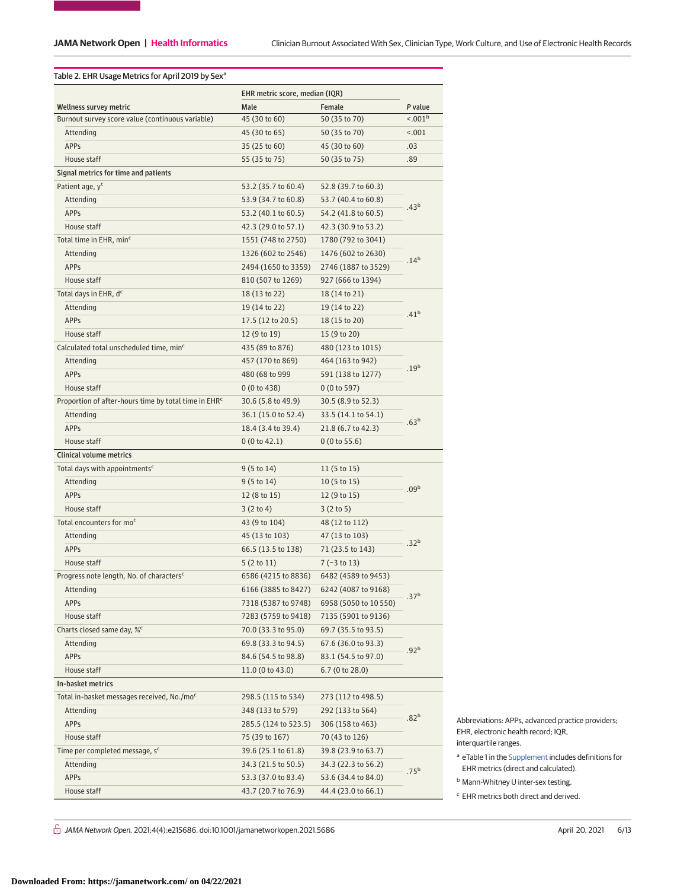Table 2. EHR Usage Metrics for April 2019 by Sex[a]

| Wellness survey metric | EHR metric score, median (IQR) | | P value |
|---|---|---|---|
| | Male | Female | |
| Burnout survey score value (continuous variable) | 45 (30 to 60) | 50 (35 to 70) | <.001[b] |
| Attending | 45 (30 to 65) | 50 (35 to 70) | <.001 |
| APPs | 35 (25 to 60) | 45 (30 to 60) | .03 |
| House staff | 55 (35 to 75) | 50 (35 to 75) | .89 |
| **Signal metrics for time and patients** | | | |
| Patient age, y[c] | 53.2 (35.7 to 60.4) | 52.8 (39.7 to 60.3) | .43[b] |
| Attending | 53.9 (34.7 to 60.8) | 53.7 (40.4 to 60.8) | |
| APPs | 53.2 (40.1 to 60.5) | 54.2 (41.8 to 60.5) | |
| House staff | 42.3 (29.0 to 57.1) | 42.3 (30.9 to 53.2) | |
| Total time in EHR, min[c] | 1551 (748 to 2750) | 1780 (792 to 3041) | .14[b] |
| Attending | 1326 (602 to 2546) | 1476 (602 to 2630) | |
| APPs | 2494 (1650 to 3359) | 2746 (1887 to 3529) | |
| House staff | 810 (507 to 1269) | 927 (666 to 1394) | |
| Total days in EHR, d[c] | 18 (13 to 22) | 18 (14 to 21) | .41[b] |
| Attending | 19 (14 to 22) | 19 (14 to 22) | |
| APPs | 17.5 (12 to 20.5) | 18 (15 to 20) | |
| House staff | 12 (9 to 19) | 15 (9 to 20) | |
| Calculated total unscheduled time, min[c] | 435 (89 to 876) | 480 (123 to 1015) | .19[b] |
| Attending | 457 (170 to 869) | 464 (163 to 942) | |
| APPs | 480 (68 to 999 | 591 (138 to 1277) | |
| House staff | 0 (0 to 438) | 0 (0 to 597) | |
| Proportion of after-hours time by total time in EHR[c] | 30.6 (5.8 to 49.9) | 30.5 (8.9 to 52.3) | .63[b] |
| Attending | 36.1 (15.0 to 52.4) | 33.5 (14.1 to 54.1) | |
| APPs | 18.4 (3.4 to 39.4) | 21.8 (6.7 to 42.3) | |
| House staff | 0 (0 to 42.1) | 0 (0 to 55.6) | |
| **Clinical volume metrics** | | | |
| Total days with appointments[c] | 9 (5 to 14) | 11 (5 to 15) | .09[b] |
| Attending | 9 (5 to 14) | 10 (5 to 15) | |
| APPs | 12 (8 to 15) | 12 (9 to 15) | |
| House staff | 3 (2 to 4) | 3 (2 to 5) | |
| Total encounters for mo[c] | 43 (9 to 104) | 48 (12 to 112) | .32[b] |
| Attending | 45 (13 to 103) | 47 (13 to 103) | |
| APPs | 66.5 (13.5 to 138) | 71 (23.5 to 143) | |
| House staff | 5 (2 to 11) | 7 (−3 to 13) | |
| Progress note length, No. of characters[c] | 6586 (4215 to 8836) | 6482 (4589 to 9453) | .37[b] |
| Attending | 6166 (3885 to 8427) | 6242 (4087 to 9168) | |
| APPs | 7318 (5387 to 9748) | 6958 (5050 to 10 550) | |
| House staff | 7283 (5759 to 9418) | 7135 (5901 to 9136) | |
| Charts closed same day, %[c] | 70.0 (33.3 to 95.0) | 69.7 (35.5 to 93.5) | .92[b] |
| Attending | 69.8 (33.3 to 94.5) | 67.6 (36.0 to 93.3) | |
| APPs | 84.6 (54.5 to 98.8) | 83.1 (54.5 to 97.0) | |
| House staff | 11.0 (0 to 43.0) | 6.7 (0 to 28.0) | |
| **In-basket metrics** | | | |
| Total in-basket messages received, No./mo[c] | 298.5 (115 to 534) | 273 (112 to 498.5) | .82[b] |
| Attending | 348 (133 to 579) | 292 (133 to 564) | |
| APPs | 285.5 (124 to 523.5) | 306 (158 to 463) | |
| House staff | 75 (39 to 167) | 70 (43 to 126) | |
| Time per completed message, s[c] | 39.6 (25.1 to 61.8) | 39.8 (23.9 to 63.7) | .75[b] |
| Attending | 34.3 (21.5 to 50.5) | 34.3 (22.3 to 56.2) | |
| APPs | 53.3 (37.0 to 83.4) | 53.6 (34.4 to 84.0) | |
| House staff | 43.7 (20.7 to 76.9) | 44.4 (23.0 to 66.1) | |

Abbreviations: APPs, advanced practice providers; EHR, electronic health record; IQR, interquartile ranges.

[a] eTable 1 in the Supplement includes definitions for EHR metrics (direct and calculated).

[b] Mann-Whitney U inter-sex testing.

[c] EHR metrics both direct and derived.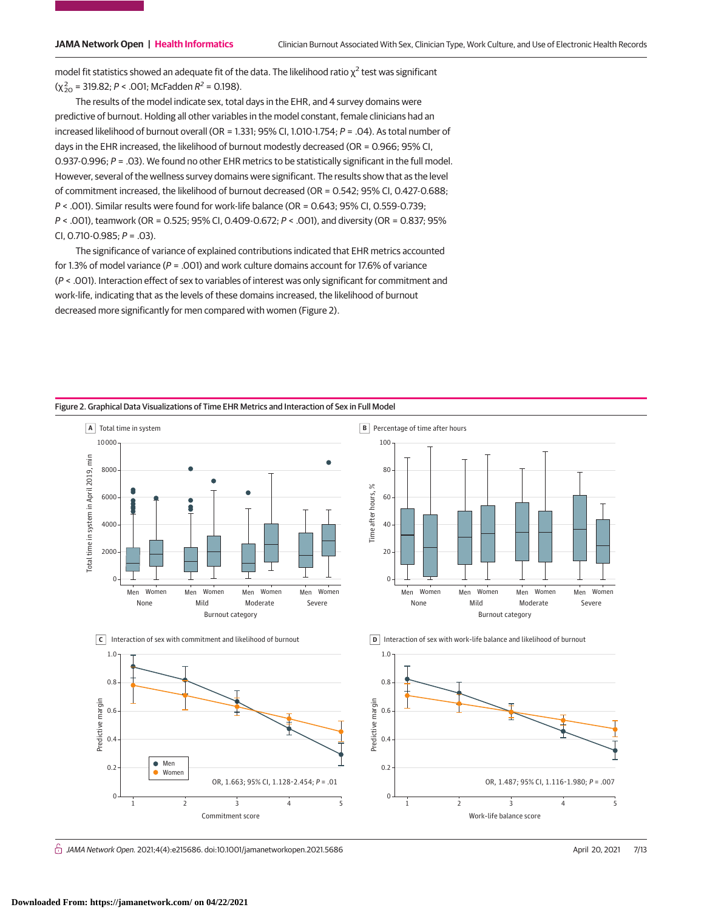model fit statistics showed an adequate fit of the data. The likelihood ratio $\chi^2$ test was significant ($\chi^2_{20}$ = 319.82; $P$ < .001; McFadden $R^2$ = 0.198).

The results of the model indicate sex, total days in the EHR, and 4 survey domains were predictive of burnout. Holding all other variables in the model constant, female clinicians had an increased likelihood of burnout overall (OR = 1.331; 95% CI, 1.010-1.754; $P$ = .04). As total number of days in the EHR increased, the likelihood of burnout modestly decreased (OR = 0.966; 95% CI, 0.937-0.996; $P$ = .03). We found no other EHR metrics to be statistically significant in the full model. However, several of the wellness survey domains were significant. The results show that as the level of commitment increased, the likelihood of burnout decreased (OR = 0.542; 95% CI, 0.427-0.688; $P$ < .001). Similar results were found for work-life balance (OR = 0.643; 95% CI, 0.559-0.739; $P$ < .001), teamwork (OR = 0.525; 95% CI, 0.409-0.672; $P$ < .001), and diversity (OR = 0.837; 95% CI, 0.710-0.985; $P$ = .03).

The significance of variance of explained contributions indicated that EHR metrics accounted for 1.3% of model variance ($P$ = .001) and work culture domains account for 17.6% of variance ($P$ < .001). Interaction effect of sex to variables of interest was only significant for commitment and work-life, indicating that as the levels of these domains increased, the likelihood of burnout decreased more significantly for men compared with women (Figure 2).

Figure 2. Graphical Data Visualizations of Time EHR Metrics and Interaction of Sex in Full Model

A Total time in system

B Percentage of time after hours

C Interaction of sex with commitment and likelihood of burnout — OR, 1.663; 95% CI, 1.128-2.454; $P$ = .01

D Interaction of sex with work-life balance and likelihood of burnout — OR, 1.487; 95% CI, 1.116-1.980; $P$ = .007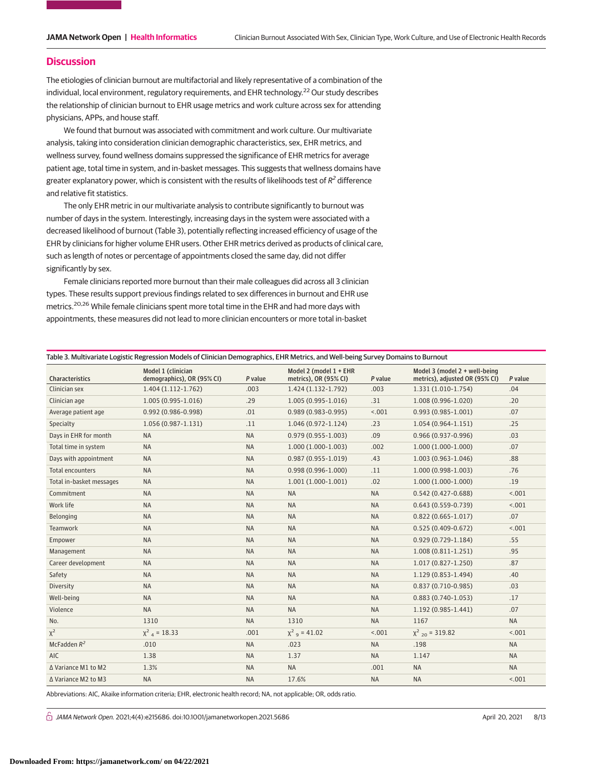## Discussion

The etiologies of clinician burnout are multifactorial and likely representative of a combination of the individual, local environment, regulatory requirements, and EHR technology.[22] Our study describes the relationship of clinician burnout to EHR usage metrics and work culture across sex for attending physicians, APPs, and house staff.

We found that burnout was associated with commitment and work culture. Our multivariate analysis, taking into consideration clinician demographic characteristics, sex, EHR metrics, and wellness survey, found wellness domains suppressed the significance of EHR metrics for average patient age, total time in system, and in-basket messages. This suggests that wellness domains have greater explanatory power, which is consistent with the results of likelihoods test of $R^2$ difference and relative fit statistics.

The only EHR metric in our multivariate analysis to contribute significantly to burnout was number of days in the system. Interestingly, increasing days in the system were associated with a decreased likelihood of burnout (Table 3), potentially reflecting increased efficiency of usage of the EHR by clinicians for higher volume EHR users. Other EHR metrics derived as products of clinical care, such as length of notes or percentage of appointments closed the same day, did not differ significantly by sex.

Female clinicians reported more burnout than their male colleagues did across all 3 clinician types. These results support previous findings related to sex differences in burnout and EHR use metrics.[20,26] While female clinicians spent more total time in the EHR and had more days with appointments, these measures did not lead to more clinician encounters or more total in-basket

Table 3. Multivariate Logistic Regression Models of Clinician Demographics, EHR Metrics, and Well-being Survey Domains to Burnout

| Characteristics | Model 1 (clinician demographics), OR (95% CI) | *P* value | Model 2 (model 1 + EHR metrics), OR (95% CI) | *P* value | Model 3 (model 2 + well-being metrics), adjusted OR (95% CI) | *P* value |
|---|---|---|---|---|---|---|
| Clinician sex | 1.404 (1.112-1.762) | .003 | 1.424 (1.132-1.792) | .003 | 1.331 (1.010-1.754) | .04 |
| Clinician age | 1.005 (0.995-1.016) | .29 | 1.005 (0.995-1.016) | .31 | 1.008 (0.996-1.020) | .20 |
| Average patient age | 0.992 (0.986-0.998) | .01 | 0.989 (0.983-0.995) | <.001 | 0.993 (0.985-1.001) | .07 |
| Specialty | 1.056 (0.987-1.131) | .11 | 1.046 (0.972-1.124) | .23 | 1.054 (0.964-1.151) | .25 |
| Days in EHR for month | NA | NA | 0.979 (0.955-1.003) | .09 | 0.966 (0.937-0.996) | .03 |
| Total time in system | NA | NA | 1.000 (1.000-1.003) | .002 | 1.000 (1.000-1.000) | .07 |
| Days with appointment | NA | NA | 0.987 (0.955-1.019) | .43 | 1.003 (0.963-1.046) | .88 |
| Total encounters | NA | NA | 0.998 (0.996-1.000) | .11 | 1.000 (0.998-1.003) | .76 |
| Total in-basket messages | NA | NA | 1.001 (1.000-1.001) | .02 | 1.000 (1.000-1.000) | .19 |
| Commitment | NA | NA | NA | NA | 0.542 (0.427-0.688) | <.001 |
| Work life | NA | NA | NA | NA | 0.643 (0.559-0.739) | <.001 |
| Belonging | NA | NA | NA | NA | 0.822 (0.665-1.017) | .07 |
| Teamwork | NA | NA | NA | NA | 0.525 (0.409-0.672) | <.001 |
| Empower | NA | NA | NA | NA | 0.929 (0.729-1.184) | .55 |
| Management | NA | NA | NA | NA | 1.008 (0.811-1.251) | .95 |
| Career development | NA | NA | NA | NA | 1.017 (0.827-1.250) | .87 |
| Safety | NA | NA | NA | NA | 1.129 (0.853-1.494) | .40 |
| Diversity | NA | NA | NA | NA | 0.837 (0.710-0.985) | .03 |
| Well-being | NA | NA | NA | NA | 0.883 (0.740-1.053) | .17 |
| Violence | NA | NA | NA | NA | 1.192 (0.985-1.441) | .07 |
| No. | 1310 | NA | 1310 | NA | 1167 | NA |
| $\chi^2$ | $\chi^2_{4}$ = 18.33 | .001 | $\chi^2_{9}$ = 41.02 | <.001 | $\chi^2_{20}$ = 319.82 | <.001 |
| McFadden $R^2$ | .010 | NA | .023 | NA | .198 | NA |
| AIC | 1.38 | NA | 1.37 | NA | 1.147 | NA |
| Δ Variance M1 to M2 | 1.3% | NA | NA | .001 | NA | NA |
| Δ Variance M2 to M3 | NA | NA | 17.6% | NA | NA | <.001 |

Abbreviations: AIC, Akaike information criteria; EHR, electronic health record; NA, not applicable; OR, odds ratio.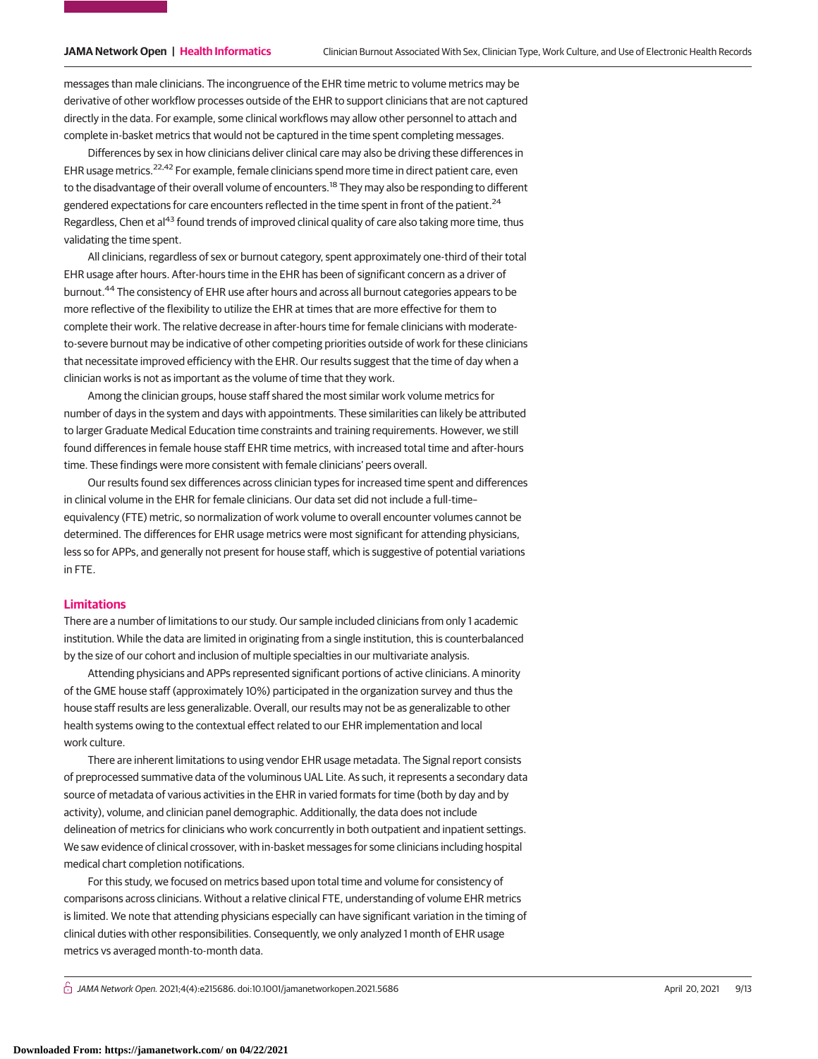messages than male clinicians. The incongruence of the EHR time metric to volume metrics may be derivative of other workflow processes outside of the EHR to support clinicians that are not captured directly in the data. For example, some clinical workflows may allow other personnel to attach and complete in-basket metrics that would not be captured in the time spent completing messages.

Differences by sex in how clinicians deliver clinical care may also be driving these differences in EHR usage metrics.[22,42] For example, female clinicians spend more time in direct patient care, even to the disadvantage of their overall volume of encounters.[18] They may also be responding to different gendered expectations for care encounters reflected in the time spent in front of the patient.[24] Regardless, Chen et al[43] found trends of improved clinical quality of care also taking more time, thus validating the time spent.

All clinicians, regardless of sex or burnout category, spent approximately one-third of their total EHR usage after hours. After-hours time in the EHR has been of significant concern as a driver of burnout.[44] The consistency of EHR use after hours and across all burnout categories appears to be more reflective of the flexibility to utilize the EHR at times that are more effective for them to complete their work. The relative decrease in after-hours time for female clinicians with moderate-to-severe burnout may be indicative of other competing priorities outside of work for these clinicians that necessitate improved efficiency with the EHR. Our results suggest that the time of day when a clinician works is not as important as the volume of time that they work.

Among the clinician groups, house staff shared the most similar work volume metrics for number of days in the system and days with appointments. These similarities can likely be attributed to larger Graduate Medical Education time constraints and training requirements. However, we still found differences in female house staff EHR time metrics, with increased total time and after-hours time. These findings were more consistent with female clinicians' peers overall.

Our results found sex differences across clinician types for increased time spent and differences in clinical volume in the EHR for female clinicians. Our data set did not include a full-time–equivalency (FTE) metric, so normalization of work volume to overall encounter volumes cannot be determined. The differences for EHR usage metrics were most significant for attending physicians, less so for APPs, and generally not present for house staff, which is suggestive of potential variations in FTE.

## Limitations

There are a number of limitations to our study. Our sample included clinicians from only 1 academic institution. While the data are limited in originating from a single institution, this is counterbalanced by the size of our cohort and inclusion of multiple specialties in our multivariate analysis.

Attending physicians and APPs represented significant portions of active clinicians. A minority of the GME house staff (approximately 10%) participated in the organization survey and thus the house staff results are less generalizable. Overall, our results may not be as generalizable to other health systems owing to the contextual effect related to our EHR implementation and local work culture.

There are inherent limitations to using vendor EHR usage metadata. The Signal report consists of preprocessed summative data of the voluminous UAL Lite. As such, it represents a secondary data source of metadata of various activities in the EHR in varied formats for time (both by day and by activity), volume, and clinician panel demographic. Additionally, the data does not include delineation of metrics for clinicians who work concurrently in both outpatient and inpatient settings. We saw evidence of clinical crossover, with in-basket messages for some clinicians including hospital medical chart completion notifications.

For this study, we focused on metrics based upon total time and volume for consistency of comparisons across clinicians. Without a relative clinical FTE, understanding of volume EHR metrics is limited. We note that attending physicians especially can have significant variation in the timing of clinical duties with other responsibilities. Consequently, we only analyzed 1 month of EHR usage metrics vs averaged month-to-month data.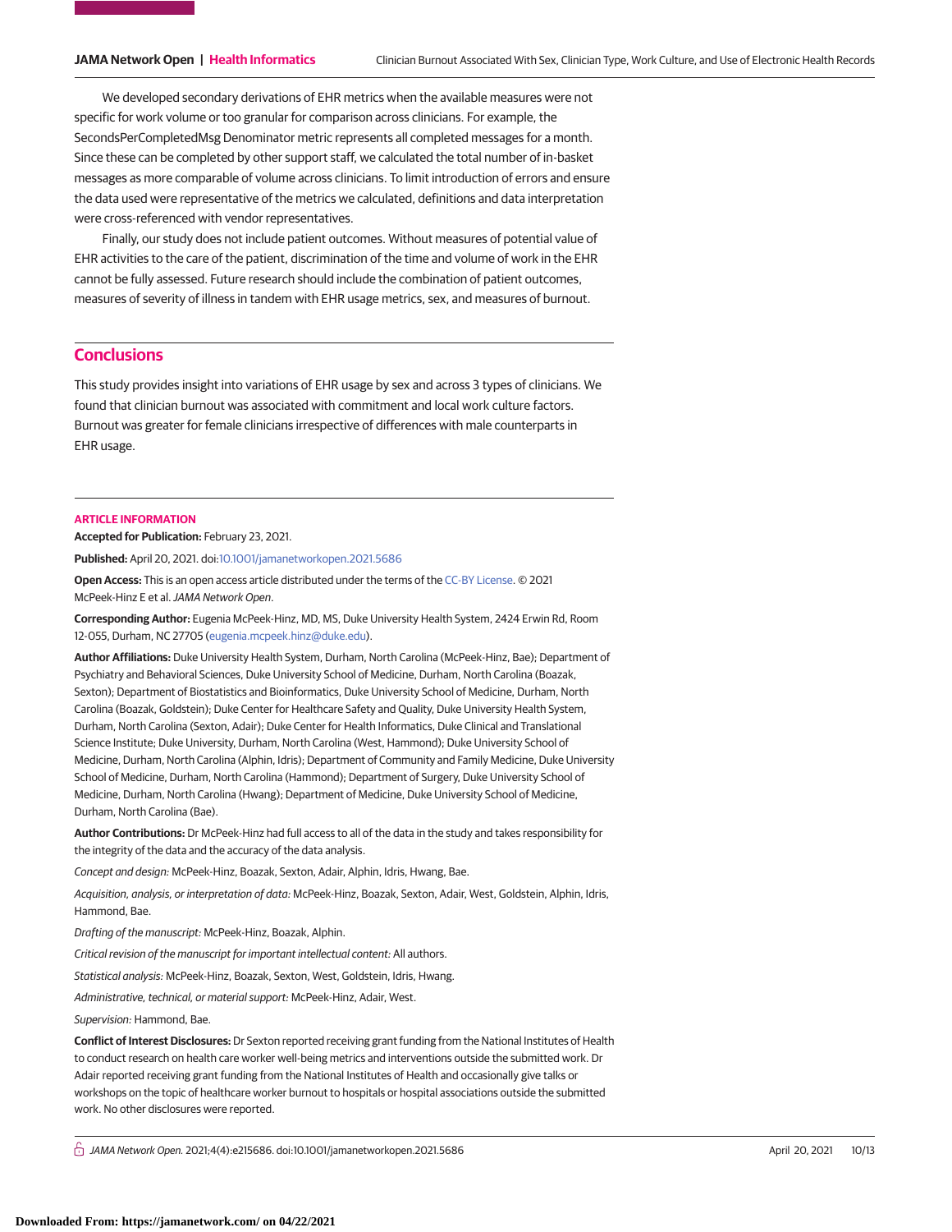We developed secondary derivations of EHR metrics when the available measures were not specific for work volume or too granular for comparison across clinicians. For example, the SecondsPerCompletedMsg Denominator metric represents all completed messages for a month. Since these can be completed by other support staff, we calculated the total number of in-basket messages as more comparable of volume across clinicians. To limit introduction of errors and ensure the data used were representative of the metrics we calculated, definitions and data interpretation were cross-referenced with vendor representatives.

Finally, our study does not include patient outcomes. Without measures of potential value of EHR activities to the care of the patient, discrimination of the time and volume of work in the EHR cannot be fully assessed. Future research should include the combination of patient outcomes, measures of severity of illness in tandem with EHR usage metrics, sex, and measures of burnout.

## Conclusions

This study provides insight into variations of EHR usage by sex and across 3 types of clinicians. We found that clinician burnout was associated with commitment and local work culture factors. Burnout was greater for female clinicians irrespective of differences with male counterparts in EHR usage.

### ARTICLE INFORMATION

**Accepted for Publication:** February 23, 2021.

**Published:** April 20, 2021. doi:10.1001/jamanetworkopen.2021.5686

**Open Access:** This is an open access article distributed under the terms of the CC-BY License. © 2021 McPeek-Hinz E et al. *JAMA Network Open*.

**Corresponding Author:** Eugenia McPeek-Hinz, MD, MS, Duke University Health System, 2424 Erwin Rd, Room 12-055, Durham, NC 27705 (eugenia.mcpeek.hinz@duke.edu).

**Author Affiliations:** Duke University Health System, Durham, North Carolina (McPeek-Hinz, Bae); Department of Psychiatry and Behavioral Sciences, Duke University School of Medicine, Durham, North Carolina (Boazak, Sexton); Department of Biostatistics and Bioinformatics, Duke University School of Medicine, Durham, North Carolina (Boazak, Goldstein); Duke Center for Healthcare Safety and Quality, Duke University Health System, Durham, North Carolina (Sexton, Adair); Duke Center for Health Informatics, Duke Clinical and Translational Science Institute; Duke University, Durham, North Carolina (West, Hammond); Duke University School of Medicine, Durham, North Carolina (Alphin, Idris); Department of Community and Family Medicine, Duke University School of Medicine, Durham, North Carolina (Hammond); Department of Surgery, Duke University School of Medicine, Durham, North Carolina (Hwang); Department of Medicine, Duke University School of Medicine, Durham, North Carolina (Bae).

**Author Contributions:** Dr McPeek-Hinz had full access to all of the data in the study and takes responsibility for the integrity of the data and the accuracy of the data analysis.

*Concept and design:* McPeek-Hinz, Boazak, Sexton, Adair, Alphin, Idris, Hwang, Bae.

*Acquisition, analysis, or interpretation of data:* McPeek-Hinz, Boazak, Sexton, Adair, West, Goldstein, Alphin, Idris, Hammond, Bae.

*Drafting of the manuscript:* McPeek-Hinz, Boazak, Alphin.

*Critical revision of the manuscript for important intellectual content:* All authors.

*Statistical analysis:* McPeek-Hinz, Boazak, Sexton, West, Goldstein, Idris, Hwang.

*Administrative, technical, or material support:* McPeek-Hinz, Adair, West.

*Supervision:* Hammond, Bae.

**Conflict of Interest Disclosures:** Dr Sexton reported receiving grant funding from the National Institutes of Health to conduct research on health care worker well-being metrics and interventions outside the submitted work. Dr Adair reported receiving grant funding from the National Institutes of Health and occasionally give talks or workshops on the topic of healthcare worker burnout to hospitals or hospital associations outside the submitted work. No other disclosures were reported.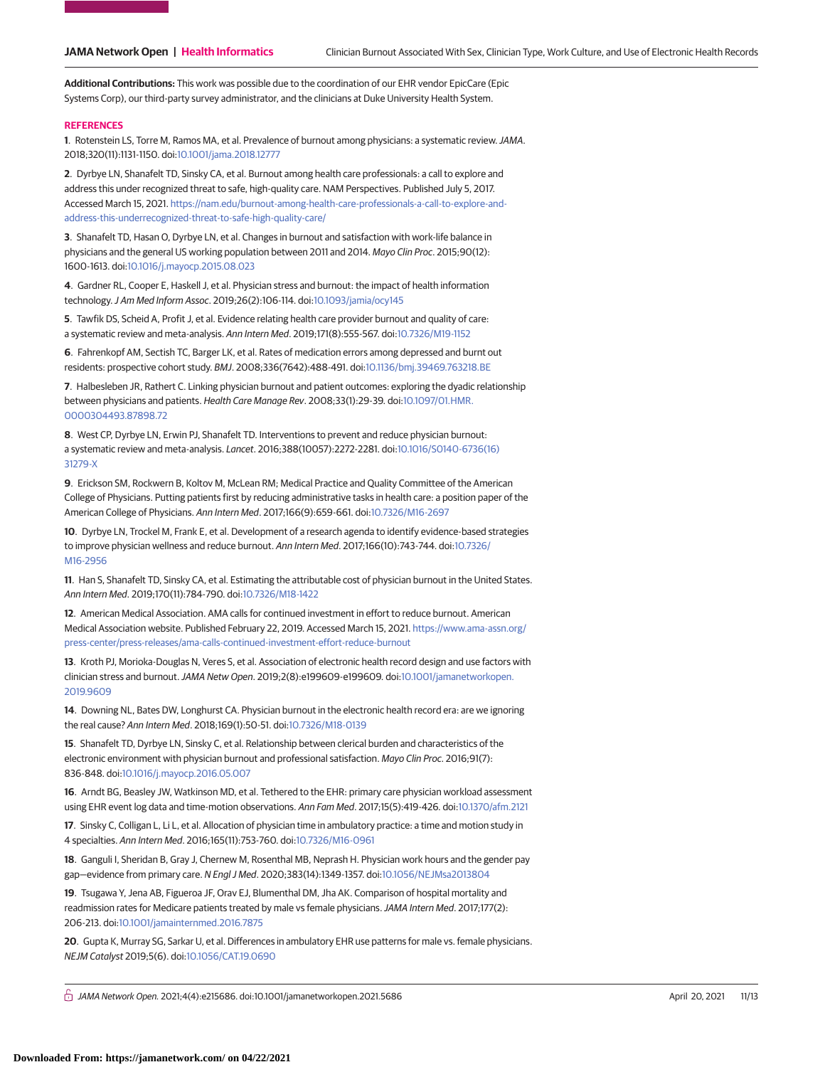**Additional Contributions:** This work was possible due to the coordination of our EHR vendor EpicCare (Epic Systems Corp), our third-party survey administrator, and the clinicians at Duke University Health System.

## REFERENCES

**1**. Rotenstein LS, Torre M, Ramos MA, et al. Prevalence of burnout among physicians: a systematic review. *JAMA*. 2018;320(11):1131-1150. doi:10.1001/jama.2018.12777

**2**. Dyrbye LN, Shanafelt TD, Sinsky CA, et al. Burnout among health care professionals: a call to explore and address this under recognized threat to safe, high-quality care. NAM Perspectives. Published July 5, 2017. Accessed March 15, 2021. https://nam.edu/burnout-among-health-care-professionals-a-call-to-explore-and-address-this-underrecognized-threat-to-safe-high-quality-care/

**3**. Shanafelt TD, Hasan O, Dyrbye LN, et al. Changes in burnout and satisfaction with work-life balance in physicians and the general US working population between 2011 and 2014. *Mayo Clin Proc*. 2015;90(12):1600-1613. doi:10.1016/j.mayocp.2015.08.023

**4**. Gardner RL, Cooper E, Haskell J, et al. Physician stress and burnout: the impact of health information technology. *J Am Med Inform Assoc*. 2019;26(2):106-114. doi:10.1093/jamia/ocy145

**5**. Tawfik DS, Scheid A, Profit J, et al. Evidence relating health care provider burnout and quality of care: a systematic review and meta-analysis. *Ann Intern Med*. 2019;171(8):555-567. doi:10.7326/M19-1152

**6**. Fahrenkopf AM, Sectish TC, Barger LK, et al. Rates of medication errors among depressed and burnt out residents: prospective cohort study. *BMJ*. 2008;336(7642):488-491. doi:10.1136/bmj.39469.763218.BE

**7**. Halbesleben JR, Rathert C. Linking physician burnout and patient outcomes: exploring the dyadic relationship between physicians and patients. *Health Care Manage Rev*. 2008;33(1):29-39. doi:10.1097/01.HMR.0000304493.87898.72

**8**. West CP, Dyrbye LN, Erwin PJ, Shanafelt TD. Interventions to prevent and reduce physician burnout: a systematic review and meta-analysis. *Lancet*. 2016;388(10057):2272-2281. doi:10.1016/S0140-6736(16)31279-X

**9**. Erickson SM, Rockwern B, Koltov M, McLean RM; Medical Practice and Quality Committee of the American College of Physicians. Putting patients first by reducing administrative tasks in health care: a position paper of the American College of Physicians. *Ann Intern Med*. 2017;166(9):659-661. doi:10.7326/M16-2697

**10**. Dyrbye LN, Trockel M, Frank E, et al. Development of a research agenda to identify evidence-based strategies to improve physician wellness and reduce burnout. *Ann Intern Med*. 2017;166(10):743-744. doi:10.7326/M16-2956

**11**. Han S, Shanafelt TD, Sinsky CA, et al. Estimating the attributable cost of physician burnout in the United States. *Ann Intern Med*. 2019;170(11):784-790. doi:10.7326/M18-1422

**12**. American Medical Association. AMA calls for continued investment in effort to reduce burnout. American Medical Association website. Published February 22, 2019. Accessed March 15, 2021. https://www.ama-assn.org/press-center/press-releases/ama-calls-continued-investment-effort-reduce-burnout

**13**. Kroth PJ, Morioka-Douglas N, Veres S, et al. Association of electronic health record design and use factors with clinician stress and burnout. *JAMA Netw Open*. 2019;2(8):e199609-e199609. doi:10.1001/jamanetworkopen.2019.9609

**14**. Downing NL, Bates DW, Longhurst CA. Physician burnout in the electronic health record era: are we ignoring the real cause? *Ann Intern Med*. 2018;169(1):50-51. doi:10.7326/M18-0139

**15**. Shanafelt TD, Dyrbye LN, Sinsky C, et al. Relationship between clerical burden and characteristics of the electronic environment with physician burnout and professional satisfaction. *Mayo Clin Proc*. 2016;91(7):836-848. doi:10.1016/j.mayocp.2016.05.007

**16**. Arndt BG, Beasley JW, Watkinson MD, et al. Tethered to the EHR: primary care physician workload assessment using EHR event log data and time-motion observations. *Ann Fam Med*. 2017;15(5):419-426. doi:10.1370/afm.2121

**17**. Sinsky C, Colligan L, Li L, et al. Allocation of physician time in ambulatory practice: a time and motion study in 4 specialties. *Ann Intern Med*. 2016;165(11):753-760. doi:10.7326/M16-0961

**18**. Ganguli I, Sheridan B, Gray J, Chernew M, Rosenthal MB, Neprash H. Physician work hours and the gender pay gap—evidence from primary care. *N Engl J Med*. 2020;383(14):1349-1357. doi:10.1056/NEJMsa2013804

**19**. Tsugawa Y, Jena AB, Figueroa JF, Orav EJ, Blumenthal DM, Jha AK. Comparison of hospital mortality and readmission rates for Medicare patients treated by male vs female physicians. *JAMA Intern Med*. 2017;177(2):206-213. doi:10.1001/jamainternmed.2016.7875

**20**. Gupta K, Murray SG, Sarkar U, et al. Differences in ambulatory EHR use patterns for male vs. female physicians. *NEJM Catalyst* 2019;5(6). doi:10.1056/CAT.19.0690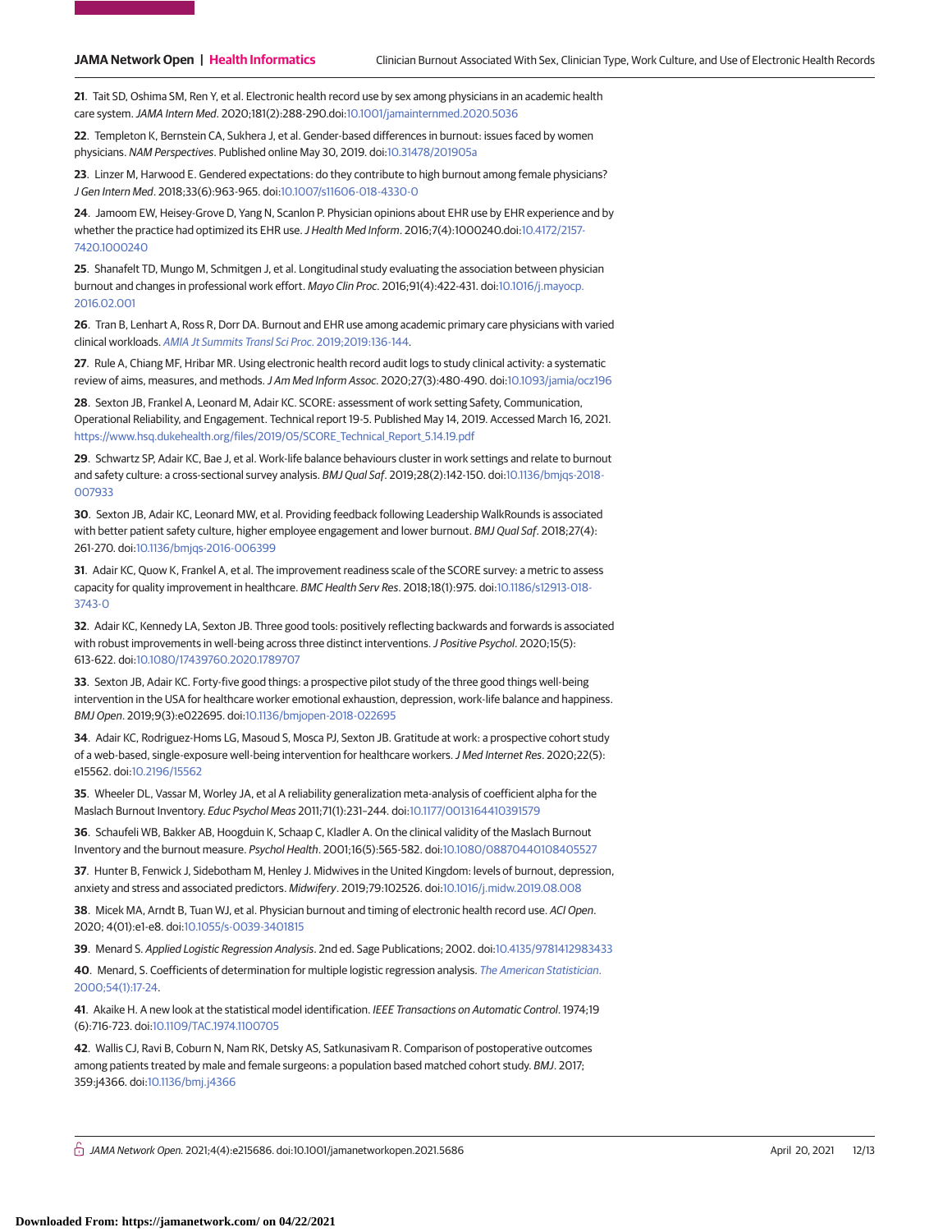21. Tait SD, Oshima SM, Ren Y, et al. Electronic health record use by sex among physicians in an academic health care system. *JAMA Intern Med*. 2020;181(2):288-290.doi:10.1001/jamainternmed.2020.5036

22. Templeton K, Bernstein CA, Sukhera J, et al. Gender-based differences in burnout: issues faced by women physicians. *NAM Perspectives*. Published online May 30, 2019. doi:10.31478/201905a

23. Linzer M, Harwood E. Gendered expectations: do they contribute to high burnout among female physicians? *J Gen Intern Med*. 2018;33(6):963-965. doi:10.1007/s11606-018-4330-0

24. Jamoom EW, Heisey-Grove D, Yang N, Scanlon P. Physician opinions about EHR use by EHR experience and by whether the practice had optimized its EHR use. *J Health Med Inform*. 2016;7(4):1000240.doi:10.4172/2157-7420.1000240

25. Shanafelt TD, Mungo M, Schmitgen J, et al. Longitudinal study evaluating the association between physician burnout and changes in professional work effort. *Mayo Clin Proc*. 2016;91(4):422-431. doi:10.1016/j.mayocp.2016.02.001

26. Tran B, Lenhart A, Ross R, Dorr DA. Burnout and EHR use among academic primary care physicians with varied clinical workloads. *AMIA Jt Summits Transl Sci Proc*. 2019;2019:136-144.

27. Rule A, Chiang MF, Hribar MR. Using electronic health record audit logs to study clinical activity: a systematic review of aims, measures, and methods. *J Am Med Inform Assoc*. 2020;27(3):480-490. doi:10.1093/jamia/ocz196

28. Sexton JB, Frankel A, Leonard M, Adair KC. SCORE: assessment of work setting Safety, Communication, Operational Reliability, and Engagement. Technical report 19-5. Published May 14, 2019. Accessed March 16, 2021. https://www.hsq.dukehealth.org/files/2019/05/SCORE_Technical_Report_5.14.19.pdf

29. Schwartz SP, Adair KC, Bae J, et al. Work-life balance behaviours cluster in work settings and relate to burnout and safety culture: a cross-sectional survey analysis. *BMJ Qual Saf*. 2019;28(2):142-150. doi:10.1136/bmjqs-2018-007933

30. Sexton JB, Adair KC, Leonard MW, et al. Providing feedback following Leadership WalkRounds is associated with better patient safety culture, higher employee engagement and lower burnout. *BMJ Qual Saf*. 2018;27(4):261-270. doi:10.1136/bmjqs-2016-006399

31. Adair KC, Quow K, Frankel A, et al. The improvement readiness scale of the SCORE survey: a metric to assess capacity for quality improvement in healthcare. *BMC Health Serv Res*. 2018;18(1):975. doi:10.1186/s12913-018-3743-0

32. Adair KC, Kennedy LA, Sexton JB. Three good tools: positively reflecting backwards and forwards is associated with robust improvements in well-being across three distinct interventions. *J Positive Psychol*. 2020;15(5):613-622. doi:10.1080/17439760.2020.1789707

33. Sexton JB, Adair KC. Forty-five good things: a prospective pilot study of the three good things well-being intervention in the USA for healthcare worker emotional exhaustion, depression, work-life balance and happiness. *BMJ Open*. 2019;9(3):e022695. doi:10.1136/bmjopen-2018-022695

34. Adair KC, Rodriguez-Homs LG, Masoud S, Mosca PJ, Sexton JB. Gratitude at work: a prospective cohort study of a web-based, single-exposure well-being intervention for healthcare workers. *J Med Internet Res*. 2020;22(5):e15562. doi:10.2196/15562

35. Wheeler DL, Vassar M, Worley JA, et al A reliability generalization meta-analysis of coefficient alpha for the Maslach Burnout Inventory. *Educ Psychol Meas* 2011;71(1):231–244. doi:10.1177/0013164410391579

36. Schaufeli WB, Bakker AB, Hoogduin K, Schaap C, Kladler A. On the clinical validity of the Maslach Burnout Inventory and the burnout measure. *Psychol Health*. 2001;16(5):565-582. doi:10.1080/08870440108405527

37. Hunter B, Fenwick J, Sidebotham M, Henley J. Midwives in the United Kingdom: levels of burnout, depression, anxiety and stress and associated predictors. *Midwifery*. 2019;79:102526. doi:10.1016/j.midw.2019.08.008

38. Micek MA, Arndt B, Tuan WJ, et al. Physician burnout and timing of electronic health record use. *ACI Open*. 2020; 4(01):e1-e8. doi:10.1055/s-0039-3401815

39. Menard S. *Applied Logistic Regression Analysis*. 2nd ed. Sage Publications; 2002. doi:10.4135/9781412983433

40. Menard, S. Coefficients of determination for multiple logistic regression analysis. *The American Statistician*. 2000;54(1):17-24.

41. Akaike H. A new look at the statistical model identification. *IEEE Transactions on Automatic Control*. 1974;19(6):716-723. doi:10.1109/TAC.1974.1100705

42. Wallis CJ, Ravi B, Coburn N, Nam RK, Detsky AS, Satkunasivam R. Comparison of postoperative outcomes among patients treated by male and female surgeons: a population based matched cohort study. *BMJ*. 2017;359:j4366. doi:10.1136/bmj.j4366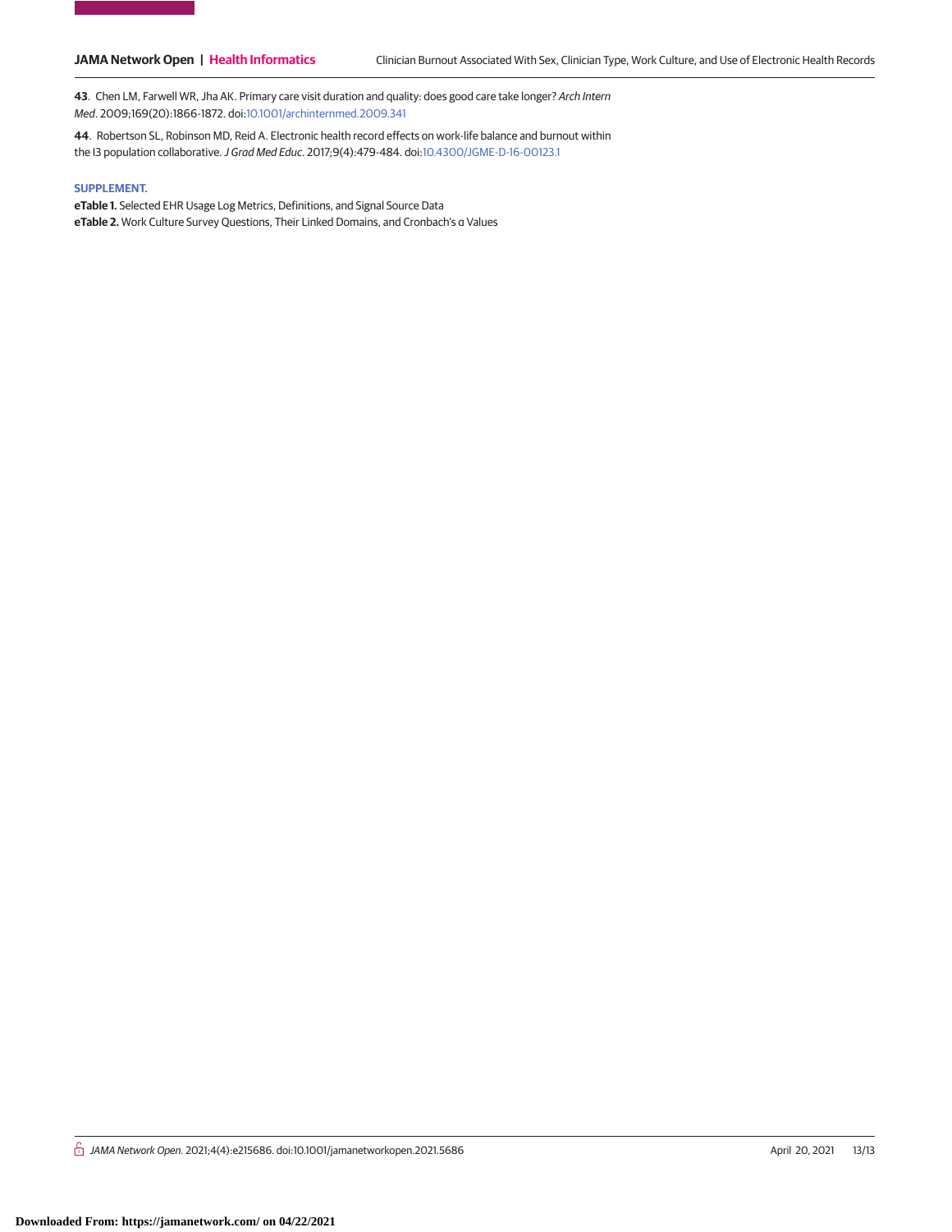**43**. Chen LM, Farwell WR, Jha AK. Primary care visit duration and quality: does good care take longer? *Arch Intern Med*. 2009;169(20):1866-1872. doi:10.1001/archinternmed.2009.341

**44**. Robertson SL, Robinson MD, Reid A. Electronic health record effects on work-life balance and burnout within the I3 population collaborative. *J Grad Med Educ*. 2017;9(4):479-484. doi:10.4300/JGME-D-16-00123.1

**SUPPLEMENT.**

**eTable 1.** Selected EHR Usage Log Metrics, Definitions, and Signal Source Data

**eTable 2.** Work Culture Survey Questions, Their Linked Domains, and Cronbach's α Values